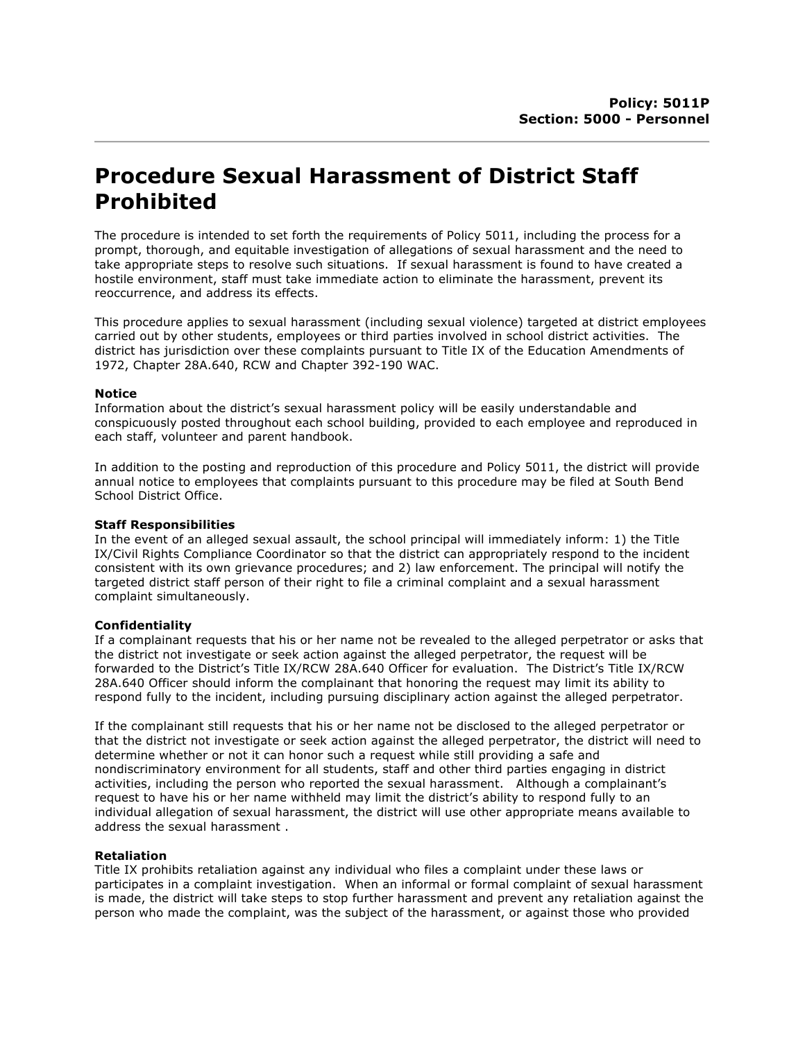**Policy: 5011P**
**Section: 5000 - Personnel**

# Procedure Sexual Harassment of District Staff Prohibited

The procedure is intended to set forth the requirements of Policy 5011, including the process for a prompt, thorough, and equitable investigation of allegations of sexual harassment and the need to take appropriate steps to resolve such situations. If sexual harassment is found to have created a hostile environment, staff must take immediate action to eliminate the harassment, prevent its reoccurrence, and address its effects.

This procedure applies to sexual harassment (including sexual violence) targeted at district employees carried out by other students, employees or third parties involved in school district activities. The district has jurisdiction over these complaints pursuant to Title IX of the Education Amendments of 1972, Chapter 28A.640, RCW and Chapter 392-190 WAC.

**Notice**
Information about the district's sexual harassment policy will be easily understandable and conspicuously posted throughout each school building, provided to each employee and reproduced in each staff, volunteer and parent handbook.

In addition to the posting and reproduction of this procedure and Policy 5011, the district will provide annual notice to employees that complaints pursuant to this procedure may be filed at South Bend School District Office.

**Staff Responsibilities**
In the event of an alleged sexual assault, the school principal will immediately inform: 1) the Title IX/Civil Rights Compliance Coordinator so that the district can appropriately respond to the incident consistent with its own grievance procedures; and 2) law enforcement. The principal will notify the targeted district staff person of their right to file a criminal complaint and a sexual harassment complaint simultaneously.

**Confidentiality**
If a complainant requests that his or her name not be revealed to the alleged perpetrator or asks that the district not investigate or seek action against the alleged perpetrator, the request will be forwarded to the District's Title IX/RCW 28A.640 Officer for evaluation. The District's Title IX/RCW 28A.640 Officer should inform the complainant that honoring the request may limit its ability to respond fully to the incident, including pursuing disciplinary action against the alleged perpetrator.

If the complainant still requests that his or her name not be disclosed to the alleged perpetrator or that the district not investigate or seek action against the alleged perpetrator, the district will need to determine whether or not it can honor such a request while still providing a safe and nondiscriminatory environment for all students, staff and other third parties engaging in district activities, including the person who reported the sexual harassment. Although a complainant's request to have his or her name withheld may limit the district's ability to respond fully to an individual allegation of sexual harassment, the district will use other appropriate means available to address the sexual harassment .

**Retaliation**
Title IX prohibits retaliation against any individual who files a complaint under these laws or participates in a complaint investigation. When an informal or formal complaint of sexual harassment is made, the district will take steps to stop further harassment and prevent any retaliation against the person who made the complaint, was the subject of the harassment, or against those who provided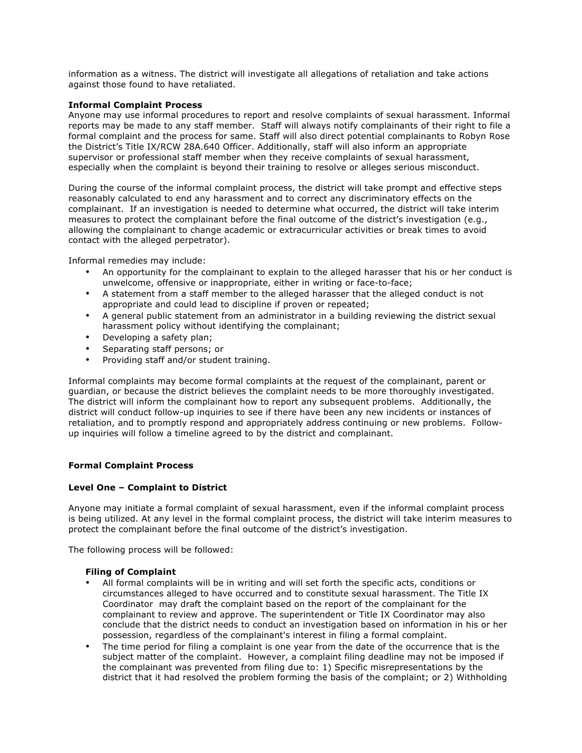information as a witness. The district will investigate all allegations of retaliation and take actions against those found to have retaliated.

**Informal Complaint Process**

Anyone may use informal procedures to report and resolve complaints of sexual harassment. Informal reports may be made to any staff member. Staff will always notify complainants of their right to file a formal complaint and the process for same. Staff will also direct potential complainants to Robyn Rose the District's Title IX/RCW 28A.640 Officer. Additionally, staff will also inform an appropriate supervisor or professional staff member when they receive complaints of sexual harassment, especially when the complaint is beyond their training to resolve or alleges serious misconduct.

During the course of the informal complaint process, the district will take prompt and effective steps reasonably calculated to end any harassment and to correct any discriminatory effects on the complainant. If an investigation is needed to determine what occurred, the district will take interim measures to protect the complainant before the final outcome of the district's investigation (e.g., allowing the complainant to change academic or extracurricular activities or break times to avoid contact with the alleged perpetrator).

Informal remedies may include:

- An opportunity for the complainant to explain to the alleged harasser that his or her conduct is unwelcome, offensive or inappropriate, either in writing or face-to-face;
- A statement from a staff member to the alleged harasser that the alleged conduct is not appropriate and could lead to discipline if proven or repeated;
- A general public statement from an administrator in a building reviewing the district sexual harassment policy without identifying the complainant;
- Developing a safety plan;
- Separating staff persons; or
- Providing staff and/or student training.

Informal complaints may become formal complaints at the request of the complainant, parent or guardian, or because the district believes the complaint needs to be more thoroughly investigated. The district will inform the complainant how to report any subsequent problems. Additionally, the district will conduct follow-up inquiries to see if there have been any new incidents or instances of retaliation, and to promptly respond and appropriately address continuing or new problems. Follow-up inquiries will follow a timeline agreed to by the district and complainant.

**Formal Complaint Process**

**Level One – Complaint to District**

Anyone may initiate a formal complaint of sexual harassment, even if the informal complaint process is being utilized. At any level in the formal complaint process, the district will take interim measures to protect the complainant before the final outcome of the district's investigation.

The following process will be followed:

**Filing of Complaint**

- All formal complaints will be in writing and will set forth the specific acts, conditions or circumstances alleged to have occurred and to constitute sexual harassment. The Title IX Coordinator may draft the complaint based on the report of the complainant for the complainant to review and approve. The superintendent or Title IX Coordinator may also conclude that the district needs to conduct an investigation based on information in his or her possession, regardless of the complainant's interest in filing a formal complaint.
- The time period for filing a complaint is one year from the date of the occurrence that is the subject matter of the complaint. However, a complaint filing deadline may not be imposed if the complainant was prevented from filing due to: 1) Specific misrepresentations by the district that it had resolved the problem forming the basis of the complaint; or 2) Withholding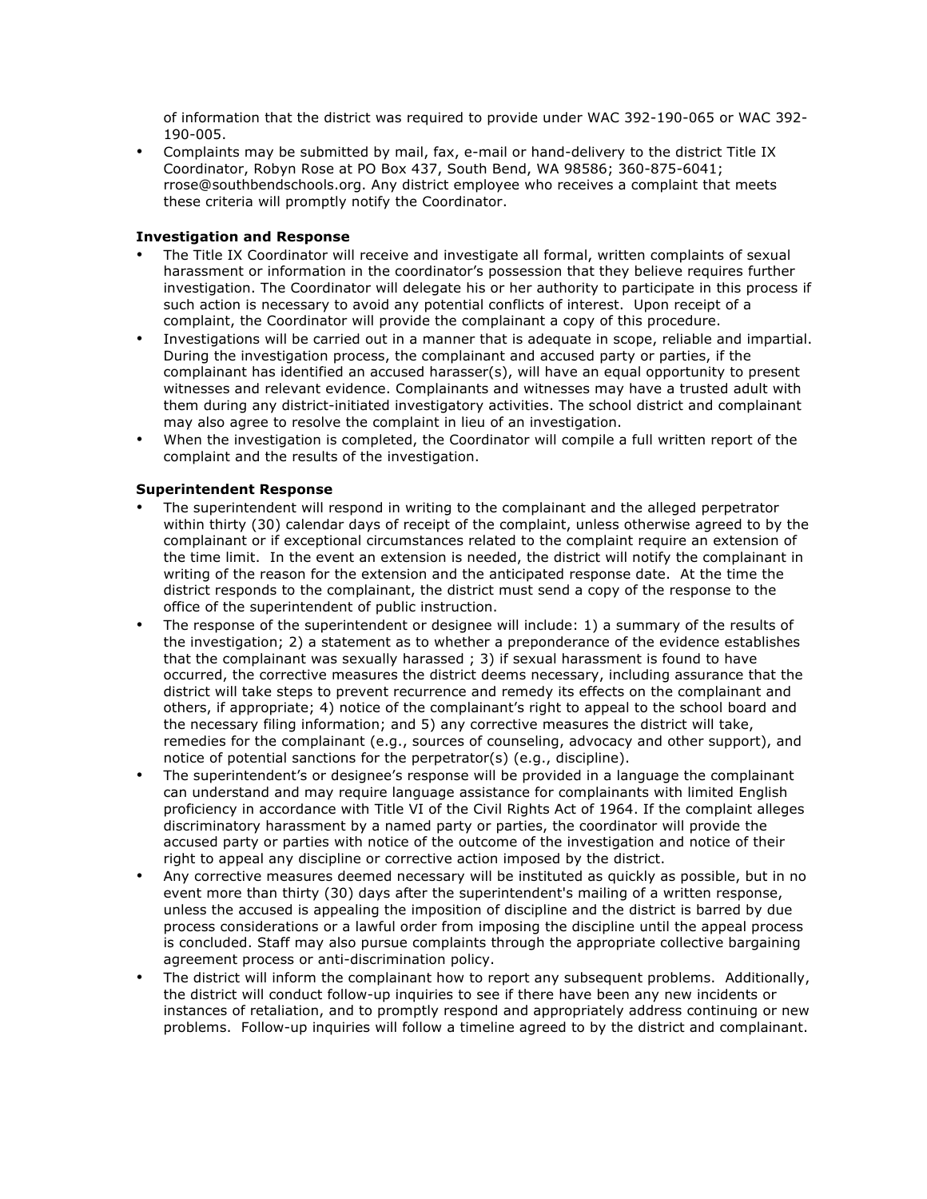of information that the district was required to provide under WAC 392-190-065 or WAC 392-190-005.

- Complaints may be submitted by mail, fax, e-mail or hand-delivery to the district Title IX Coordinator, Robyn Rose at PO Box 437, South Bend, WA 98586; 360-875-6041; rrose@southbendschools.org. Any district employee who receives a complaint that meets these criteria will promptly notify the Coordinator.

**Investigation and Response**

- The Title IX Coordinator will receive and investigate all formal, written complaints of sexual harassment or information in the coordinator's possession that they believe requires further investigation. The Coordinator will delegate his or her authority to participate in this process if such action is necessary to avoid any potential conflicts of interest. Upon receipt of a complaint, the Coordinator will provide the complainant a copy of this procedure.
- Investigations will be carried out in a manner that is adequate in scope, reliable and impartial. During the investigation process, the complainant and accused party or parties, if the complainant has identified an accused harasser(s), will have an equal opportunity to present witnesses and relevant evidence. Complainants and witnesses may have a trusted adult with them during any district-initiated investigatory activities. The school district and complainant may also agree to resolve the complaint in lieu of an investigation.
- When the investigation is completed, the Coordinator will compile a full written report of the complaint and the results of the investigation.

**Superintendent Response**

- The superintendent will respond in writing to the complainant and the alleged perpetrator within thirty (30) calendar days of receipt of the complaint, unless otherwise agreed to by the complainant or if exceptional circumstances related to the complaint require an extension of the time limit. In the event an extension is needed, the district will notify the complainant in writing of the reason for the extension and the anticipated response date. At the time the district responds to the complainant, the district must send a copy of the response to the office of the superintendent of public instruction.
- The response of the superintendent or designee will include: 1) a summary of the results of the investigation; 2) a statement as to whether a preponderance of the evidence establishes that the complainant was sexually harassed ; 3) if sexual harassment is found to have occurred, the corrective measures the district deems necessary, including assurance that the district will take steps to prevent recurrence and remedy its effects on the complainant and others, if appropriate; 4) notice of the complainant's right to appeal to the school board and the necessary filing information; and 5) any corrective measures the district will take, remedies for the complainant (e.g., sources of counseling, advocacy and other support), and notice of potential sanctions for the perpetrator(s) (e.g., discipline).
- The superintendent's or designee's response will be provided in a language the complainant can understand and may require language assistance for complainants with limited English proficiency in accordance with Title VI of the Civil Rights Act of 1964. If the complaint alleges discriminatory harassment by a named party or parties, the coordinator will provide the accused party or parties with notice of the outcome of the investigation and notice of their right to appeal any discipline or corrective action imposed by the district.
- Any corrective measures deemed necessary will be instituted as quickly as possible, but in no event more than thirty (30) days after the superintendent's mailing of a written response, unless the accused is appealing the imposition of discipline and the district is barred by due process considerations or a lawful order from imposing the discipline until the appeal process is concluded. Staff may also pursue complaints through the appropriate collective bargaining agreement process or anti-discrimination policy.
- The district will inform the complainant how to report any subsequent problems. Additionally, the district will conduct follow-up inquiries to see if there have been any new incidents or instances of retaliation, and to promptly respond and appropriately address continuing or new problems. Follow-up inquiries will follow a timeline agreed to by the district and complainant.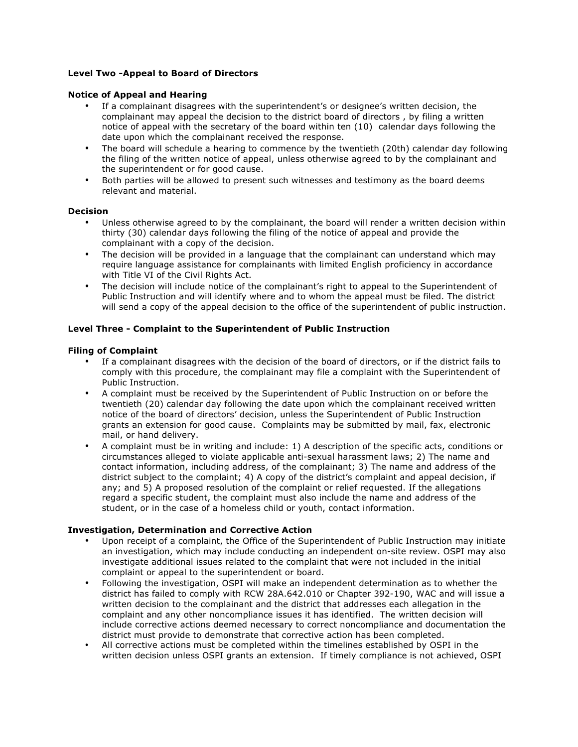### Level Two -Appeal to Board of Directors

#### Notice of Appeal and Hearing

- If a complainant disagrees with the superintendent's or designee's written decision, the complainant may appeal the decision to the district board of directors , by filing a written notice of appeal with the secretary of the board within ten (10) calendar days following the date upon which the complainant received the response.
- The board will schedule a hearing to commence by the twentieth (20th) calendar day following the filing of the written notice of appeal, unless otherwise agreed to by the complainant and the superintendent or for good cause.
- Both parties will be allowed to present such witnesses and testimony as the board deems relevant and material.

#### Decision

- Unless otherwise agreed to by the complainant, the board will render a written decision within thirty (30) calendar days following the filing of the notice of appeal and provide the complainant with a copy of the decision.
- The decision will be provided in a language that the complainant can understand which may require language assistance for complainants with limited English proficiency in accordance with Title VI of the Civil Rights Act.
- The decision will include notice of the complainant's right to appeal to the Superintendent of Public Instruction and will identify where and to whom the appeal must be filed. The district will send a copy of the appeal decision to the office of the superintendent of public instruction.

### Level Three - Complaint to the Superintendent of Public Instruction

#### Filing of Complaint

- If a complainant disagrees with the decision of the board of directors, or if the district fails to comply with this procedure, the complainant may file a complaint with the Superintendent of Public Instruction.
- A complaint must be received by the Superintendent of Public Instruction on or before the twentieth (20) calendar day following the date upon which the complainant received written notice of the board of directors' decision, unless the Superintendent of Public Instruction grants an extension for good cause. Complaints may be submitted by mail, fax, electronic mail, or hand delivery.
- A complaint must be in writing and include: 1) A description of the specific acts, conditions or circumstances alleged to violate applicable anti-sexual harassment laws; 2) The name and contact information, including address, of the complainant; 3) The name and address of the district subject to the complaint; 4) A copy of the district's complaint and appeal decision, if any; and 5) A proposed resolution of the complaint or relief requested. If the allegations regard a specific student, the complaint must also include the name and address of the student, or in the case of a homeless child or youth, contact information.

#### Investigation, Determination and Corrective Action

- Upon receipt of a complaint, the Office of the Superintendent of Public Instruction may initiate an investigation, which may include conducting an independent on-site review. OSPI may also investigate additional issues related to the complaint that were not included in the initial complaint or appeal to the superintendent or board.
- Following the investigation, OSPI will make an independent determination as to whether the district has failed to comply with RCW 28A.642.010 or Chapter 392-190, WAC and will issue a written decision to the complainant and the district that addresses each allegation in the complaint and any other noncompliance issues it has identified. The written decision will include corrective actions deemed necessary to correct noncompliance and documentation the district must provide to demonstrate that corrective action has been completed.
- All corrective actions must be completed within the timelines established by OSPI in the written decision unless OSPI grants an extension. If timely compliance is not achieved, OSPI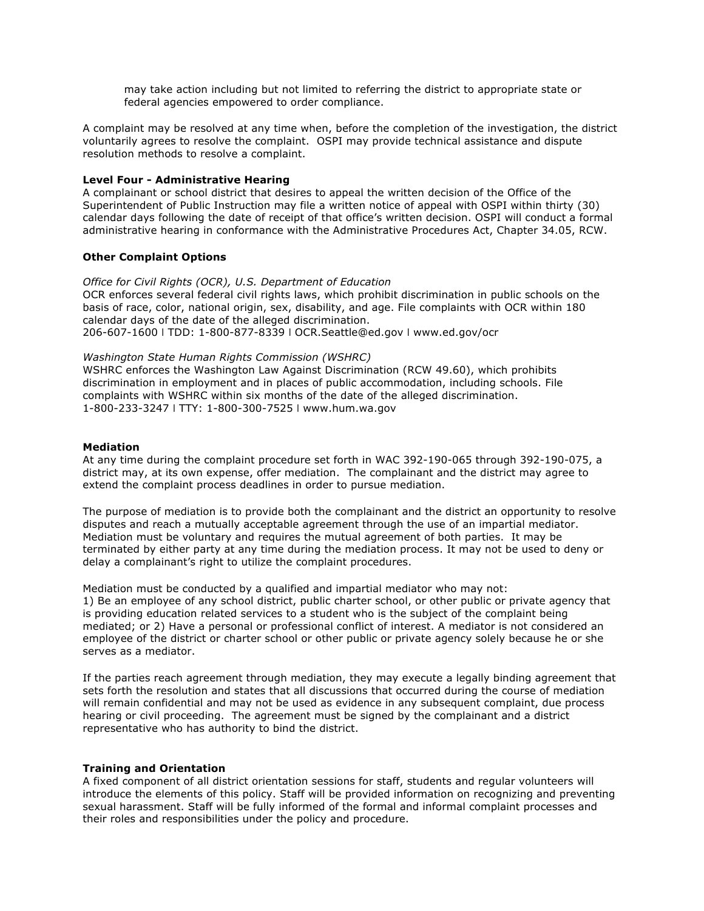may take action including but not limited to referring the district to appropriate state or federal agencies empowered to order compliance.

A complaint may be resolved at any time when, before the completion of the investigation, the district voluntarily agrees to resolve the complaint. OSPI may provide technical assistance and dispute resolution methods to resolve a complaint.

**Level Four - Administrative Hearing**

A complainant or school district that desires to appeal the written decision of the Office of the Superintendent of Public Instruction may file a written notice of appeal with OSPI within thirty (30) calendar days following the date of receipt of that office's written decision. OSPI will conduct a formal administrative hearing in conformance with the Administrative Procedures Act, Chapter 34.05, RCW.

**Other Complaint Options**

*Office for Civil Rights (OCR), U.S. Department of Education*
OCR enforces several federal civil rights laws, which prohibit discrimination in public schools on the basis of race, color, national origin, sex, disability, and age. File complaints with OCR within 180 calendar days of the date of the alleged discrimination.
206-607-1600 | TDD: 1-800-877-8339 | OCR.Seattle@ed.gov | www.ed.gov/ocr

*Washington State Human Rights Commission (WSHRC)*
WSHRC enforces the Washington Law Against Discrimination (RCW 49.60), which prohibits discrimination in employment and in places of public accommodation, including schools. File complaints with WSHRC within six months of the date of the alleged discrimination.
1-800-233-3247 | TTY: 1-800-300-7525 | www.hum.wa.gov

**Mediation**

At any time during the complaint procedure set forth in WAC 392-190-065 through 392-190-075, a district may, at its own expense, offer mediation. The complainant and the district may agree to extend the complaint process deadlines in order to pursue mediation.

The purpose of mediation is to provide both the complainant and the district an opportunity to resolve disputes and reach a mutually acceptable agreement through the use of an impartial mediator. Mediation must be voluntary and requires the mutual agreement of both parties. It may be terminated by either party at any time during the mediation process. It may not be used to deny or delay a complainant's right to utilize the complaint procedures.

Mediation must be conducted by a qualified and impartial mediator who may not:
1) Be an employee of any school district, public charter school, or other public or private agency that is providing education related services to a student who is the subject of the complaint being mediated; or 2) Have a personal or professional conflict of interest. A mediator is not considered an employee of the district or charter school or other public or private agency solely because he or she serves as a mediator.

If the parties reach agreement through mediation, they may execute a legally binding agreement that sets forth the resolution and states that all discussions that occurred during the course of mediation will remain confidential and may not be used as evidence in any subsequent complaint, due process hearing or civil proceeding. The agreement must be signed by the complainant and a district representative who has authority to bind the district.

**Training and Orientation**

A fixed component of all district orientation sessions for staff, students and regular volunteers will introduce the elements of this policy. Staff will be provided information on recognizing and preventing sexual harassment. Staff will be fully informed of the formal and informal complaint processes and their roles and responsibilities under the policy and procedure.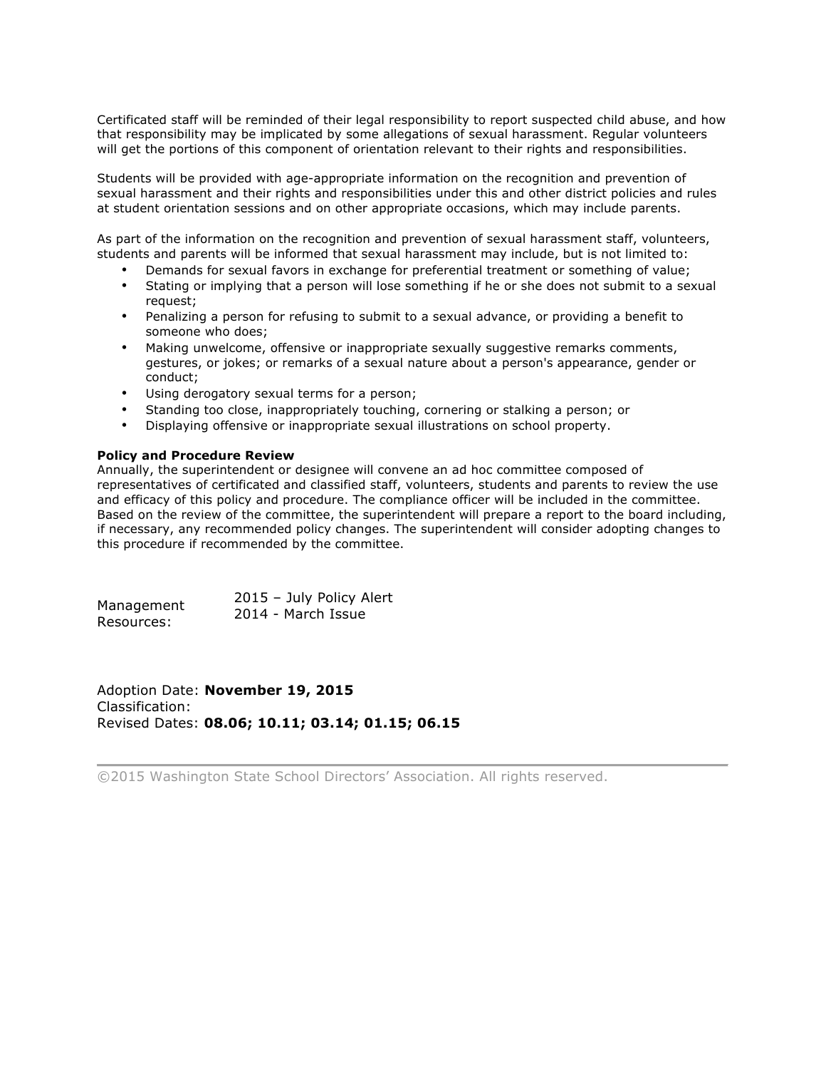Certificated staff will be reminded of their legal responsibility to report suspected child abuse, and how that responsibility may be implicated by some allegations of sexual harassment. Regular volunteers will get the portions of this component of orientation relevant to their rights and responsibilities.

Students will be provided with age-appropriate information on the recognition and prevention of sexual harassment and their rights and responsibilities under this and other district policies and rules at student orientation sessions and on other appropriate occasions, which may include parents.

As part of the information on the recognition and prevention of sexual harassment staff, volunteers, students and parents will be informed that sexual harassment may include, but is not limited to:

- Demands for sexual favors in exchange for preferential treatment or something of value;
- Stating or implying that a person will lose something if he or she does not submit to a sexual request;
- Penalizing a person for refusing to submit to a sexual advance, or providing a benefit to someone who does;
- Making unwelcome, offensive or inappropriate sexually suggestive remarks comments, gestures, or jokes; or remarks of a sexual nature about a person's appearance, gender or conduct;
- Using derogatory sexual terms for a person;
- Standing too close, inappropriately touching, cornering or stalking a person; or
- Displaying offensive or inappropriate sexual illustrations on school property.

**Policy and Procedure Review**

Annually, the superintendent or designee will convene an ad hoc committee composed of representatives of certificated and classified staff, volunteers, students and parents to review the use and efficacy of this policy and procedure. The compliance officer will be included in the committee. Based on the review of the committee, the superintendent will prepare a report to the board including, if necessary, any recommended policy changes. The superintendent will consider adopting changes to this procedure if recommended by the committee.

| | |
|---|---|
| Management Resources: | 2015 – July Policy Alert<br>2014 - March Issue |

Adoption Date: **November 19, 2015**
Classification:
Revised Dates: **08.06; 10.11; 03.14; 01.15; 06.15**

©2015 Washington State School Directors' Association. All rights reserved.